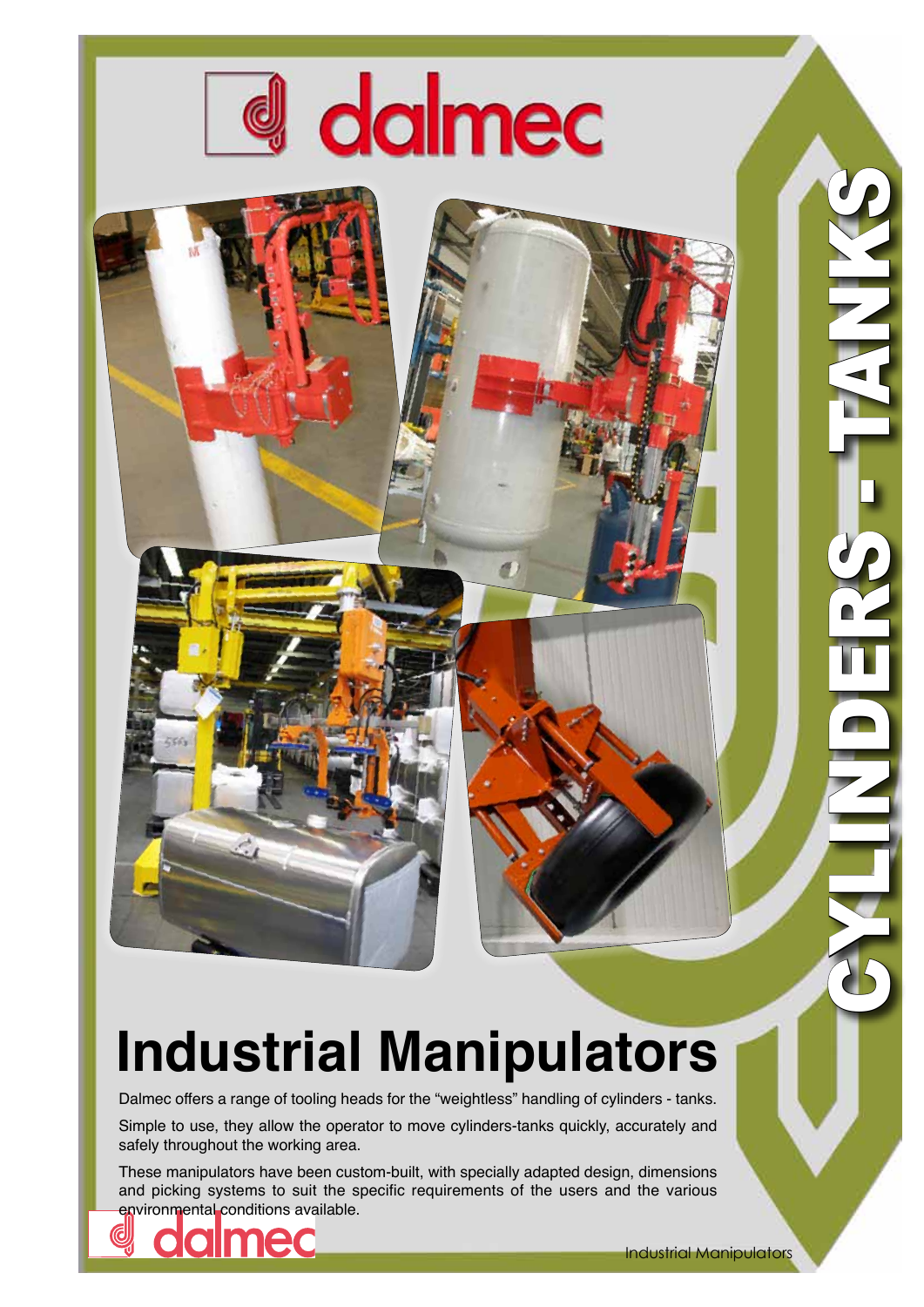dalmec

CYLINDERS - TANKS

# Industrial Manipulators

Dalmec offers a range of tooling heads for the "weightless" handling of cylinders - tanks.

Simple to use, they allow the operator to move cylinders-tanks quickly, accurately and safely throughout the working area.

These manipulators have been custom-built, with specially adapted design, dimensions and picking systems to suit the specific requirements of the users and the various environmental conditions available.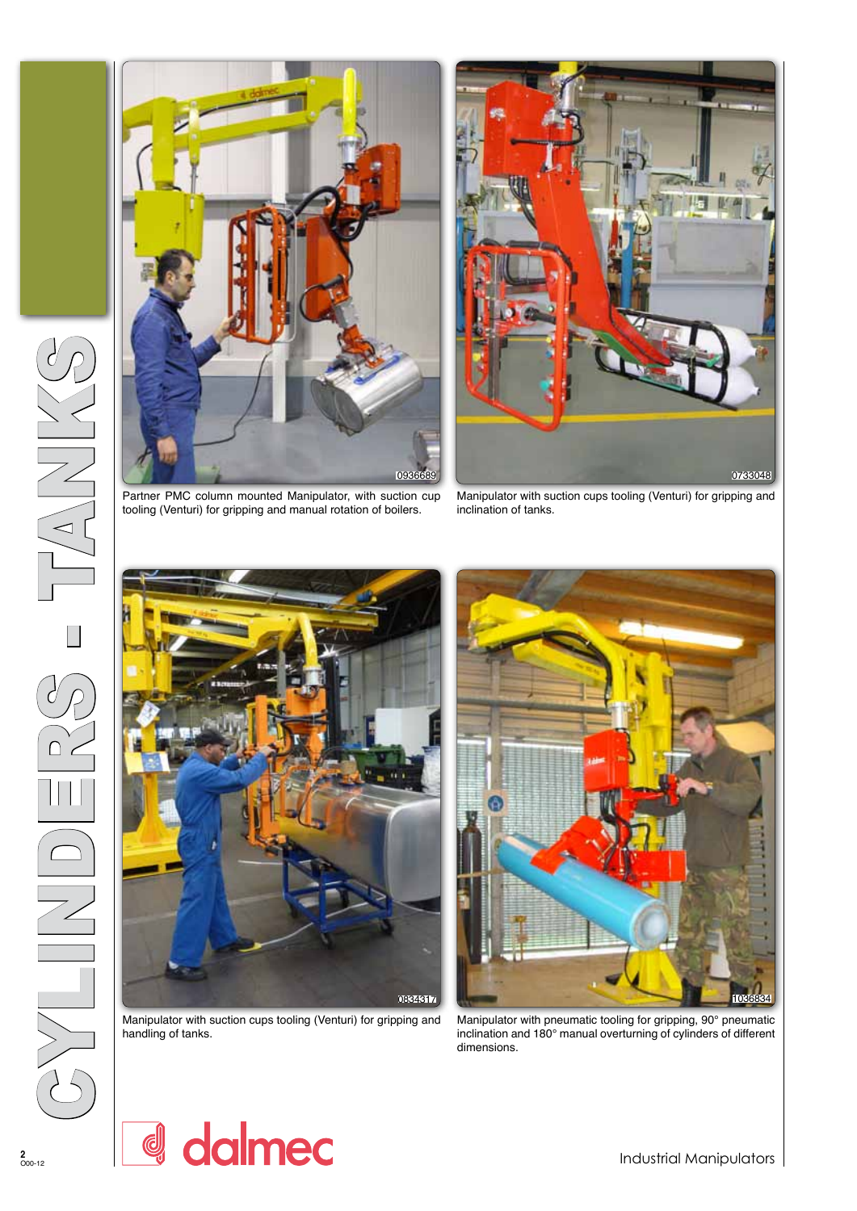# CYLINDERS - TANKS

0936689

Partner PMC column mounted Manipulator, with suction cup tooling (Venturi) for gripping and manual rotation of boilers.

0733048

Manipulator with suction cups tooling (Venturi) for gripping and inclination of tanks.

0834317

Manipulator with suction cups tooling (Venturi) for gripping and handling of tanks.

1036834

Manipulator with pneumatic tooling for gripping, 90° pneumatic inclination and 180° manual overturning of cylinders of different dimensions.

dalmec

Industrial Manipulators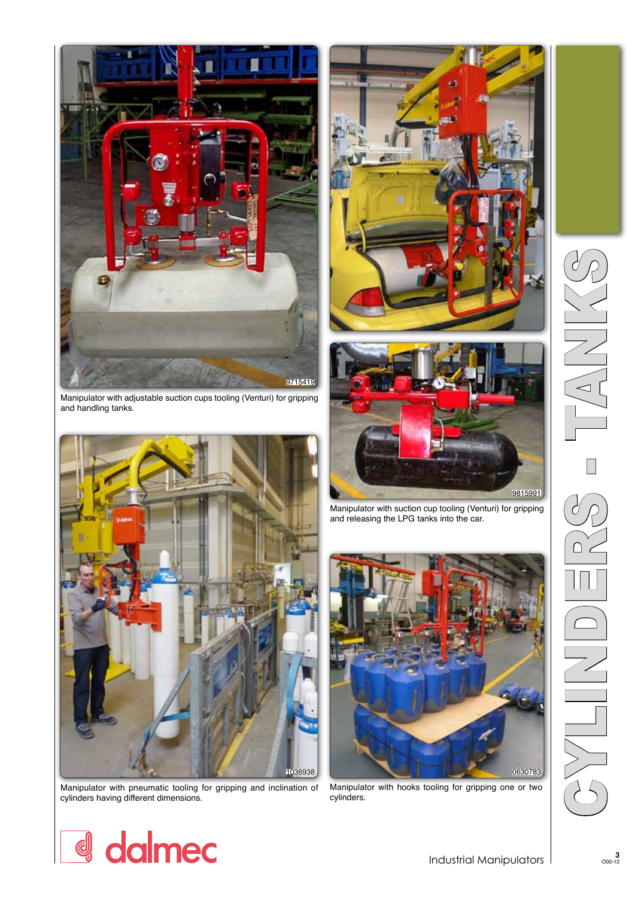# CYLINDERS - TANKS

9715419

Manipulator with adjustable suction cups tooling (Venturi) for gripping and handling tanks.

9815991

Manipulator with suction cup tooling (Venturi) for gripping and releasing the LPG tanks into the car.

1036938

Manipulator with pneumatic tooling for gripping and inclination of cylinders having different dimensions.

0630783

Manipulator with hooks tooling for gripping one or two cylinders.

dalmec

Industrial Manipulators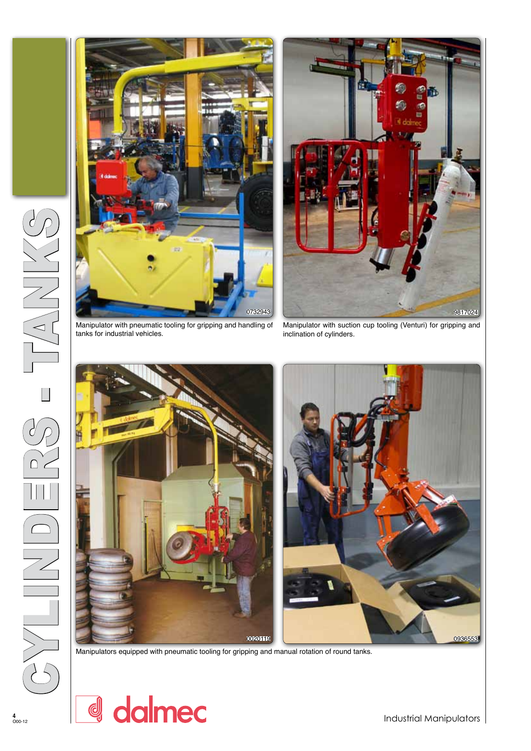# CYLINDERS - TANKS

0732943

Manipulator with pneumatic tooling for gripping and handling of tanks for industrial vehicles.

9817024

Manipulator with suction cup tooling (Venturi) for gripping and inclination of cylinders.

0020119

0936553

Manipulators equipped with pneumatic tooling for gripping and manual rotation of round tanks.

dalmec

Industrial Manipulators